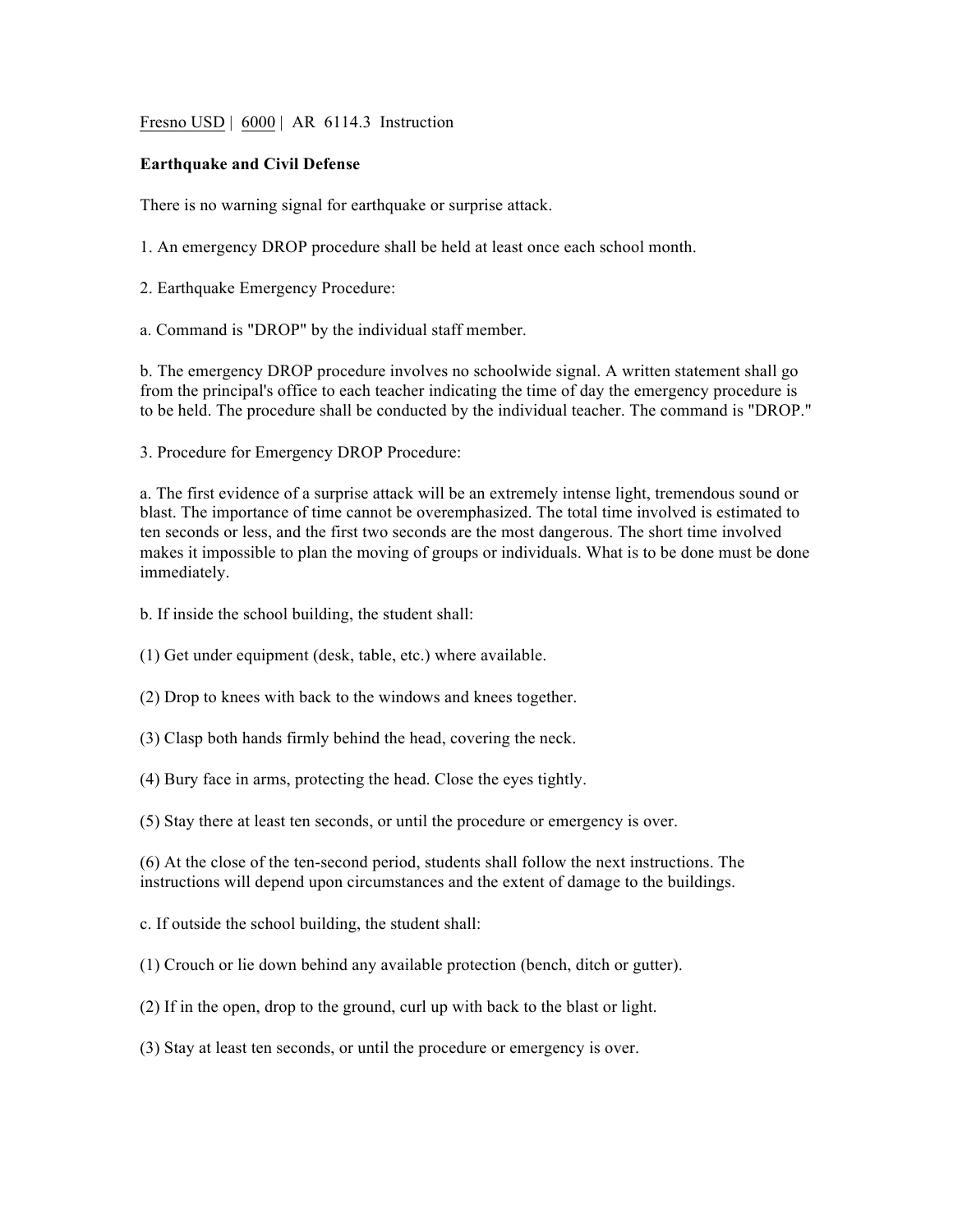Fresno USD | 6000 | AR 6114.3 Instruction

**Earthquake and Civil Defense**

There is no warning signal for earthquake or surprise attack.

1. An emergency DROP procedure shall be held at least once each school month.

2. Earthquake Emergency Procedure:

a. Command is "DROP" by the individual staff member.

b. The emergency DROP procedure involves no schoolwide signal. A written statement shall go from the principal's office to each teacher indicating the time of day the emergency procedure is to be held. The procedure shall be conducted by the individual teacher. The command is "DROP."

3. Procedure for Emergency DROP Procedure:

a. The first evidence of a surprise attack will be an extremely intense light, tremendous sound or blast. The importance of time cannot be overemphasized. The total time involved is estimated to ten seconds or less, and the first two seconds are the most dangerous. The short time involved makes it impossible to plan the moving of groups or individuals. What is to be done must be done immediately.

b. If inside the school building, the student shall:

(1) Get under equipment (desk, table, etc.) where available.

(2) Drop to knees with back to the windows and knees together.

(3) Clasp both hands firmly behind the head, covering the neck.

(4) Bury face in arms, protecting the head. Close the eyes tightly.

(5) Stay there at least ten seconds, or until the procedure or emergency is over.

(6) At the close of the ten-second period, students shall follow the next instructions. The instructions will depend upon circumstances and the extent of damage to the buildings.

c. If outside the school building, the student shall:

(1) Crouch or lie down behind any available protection (bench, ditch or gutter).

(2) If in the open, drop to the ground, curl up with back to the blast or light.

(3) Stay at least ten seconds, or until the procedure or emergency is over.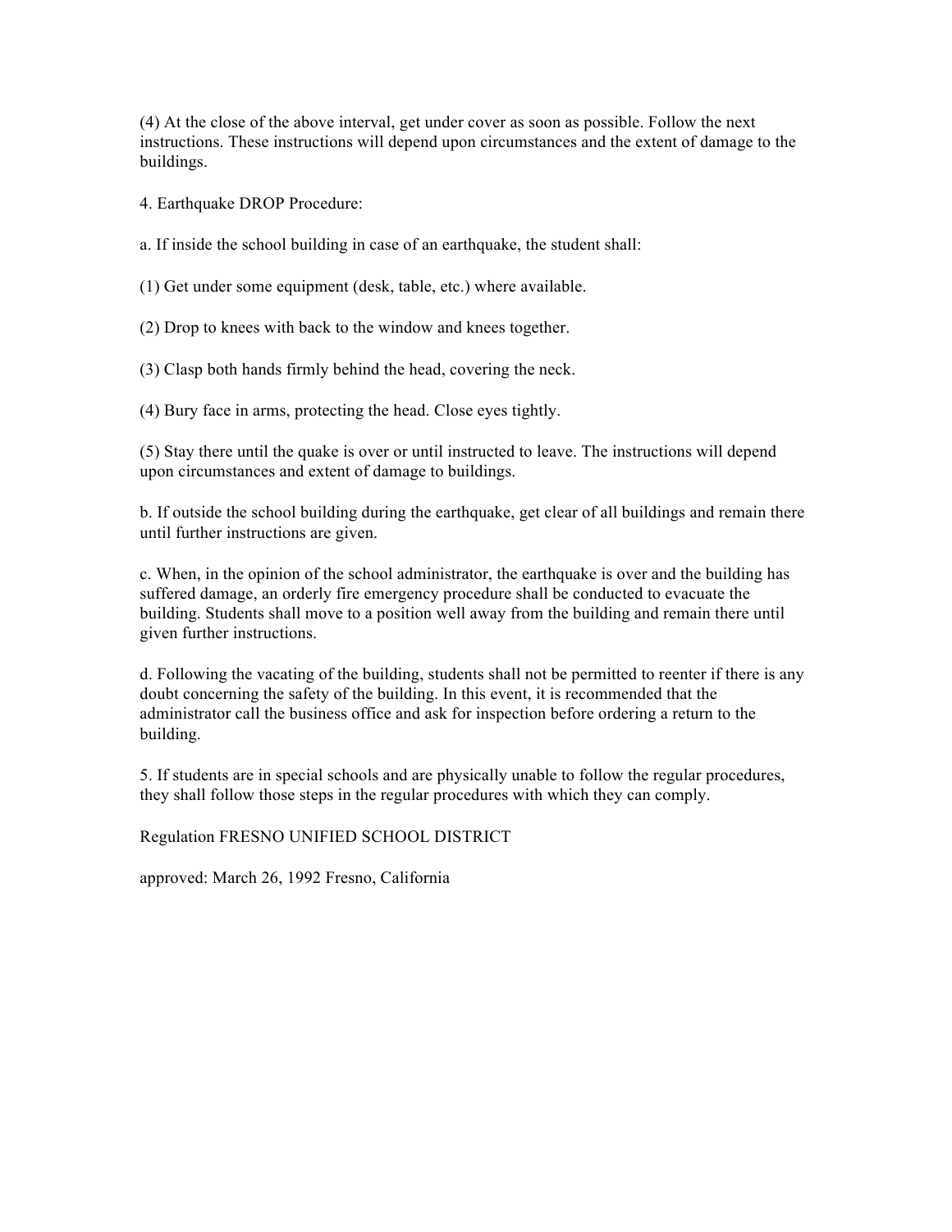(4) At the close of the above interval, get under cover as soon as possible. Follow the next instructions. These instructions will depend upon circumstances and the extent of damage to the buildings.

4. Earthquake DROP Procedure:

a. If inside the school building in case of an earthquake, the student shall:

(1) Get under some equipment (desk, table, etc.) where available.

(2) Drop to knees with back to the window and knees together.

(3) Clasp both hands firmly behind the head, covering the neck.

(4) Bury face in arms, protecting the head. Close eyes tightly.

(5) Stay there until the quake is over or until instructed to leave. The instructions will depend upon circumstances and extent of damage to buildings.

b. If outside the school building during the earthquake, get clear of all buildings and remain there until further instructions are given.

c. When, in the opinion of the school administrator, the earthquake is over and the building has suffered damage, an orderly fire emergency procedure shall be conducted to evacuate the building. Students shall move to a position well away from the building and remain there until given further instructions.

d. Following the vacating of the building, students shall not be permitted to reenter if there is any doubt concerning the safety of the building. In this event, it is recommended that the administrator call the business office and ask for inspection before ordering a return to the building.

5. If students are in special schools and are physically unable to follow the regular procedures, they shall follow those steps in the regular procedures with which they can comply.

Regulation FRESNO UNIFIED SCHOOL DISTRICT

approved: March 26, 1992 Fresno, California